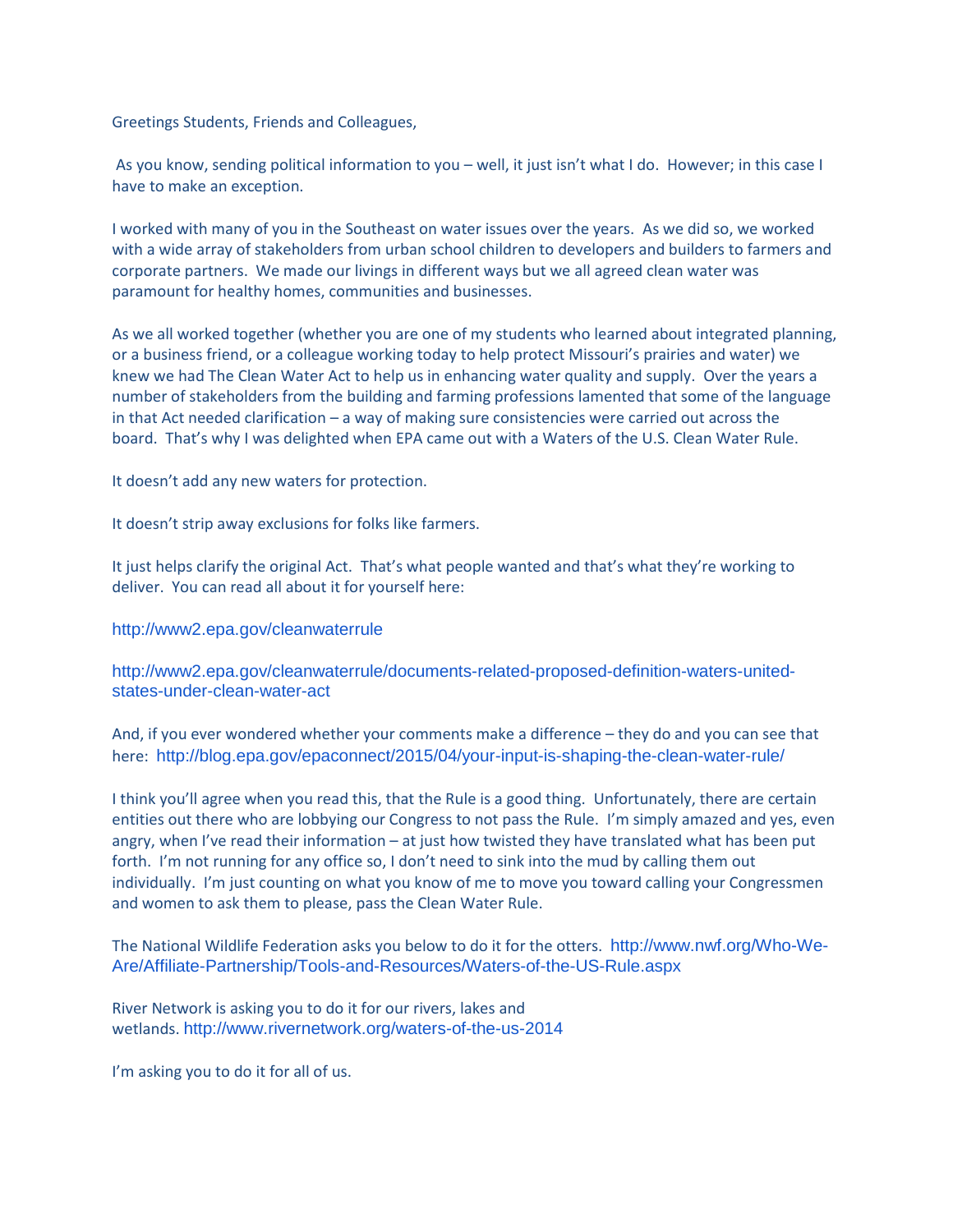Greetings Students, Friends and Colleagues,

As you know, sending political information to you – well, it just isn't what I do. However; in this case I have to make an exception.

I worked with many of you in the Southeast on water issues over the years. As we did so, we worked with a wide array of stakeholders from urban school children to developers and builders to farmers and corporate partners. We made our livings in different ways but we all agreed clean water was paramount for healthy homes, communities and businesses.

As we all worked together (whether you are one of my students who learned about integrated planning, or a business friend, or a colleague working today to help protect Missouri's prairies and water) we knew we had The Clean Water Act to help us in enhancing water quality and supply. Over the years a number of stakeholders from the building and farming professions lamented that some of the language in that Act needed clarification – a way of making sure consistencies were carried out across the board. That's why I was delighted when EPA came out with a Waters of the U.S. Clean Water Rule.

It doesn't add any new waters for protection.

It doesn't strip away exclusions for folks like farmers.

It just helps clarify the original Act. That's what people wanted and that's what they're working to deliver. You can read all about it for yourself here:

http://www2.epa.gov/cleanwaterrule

http://www2.epa.gov/cleanwaterrule/documents-related-proposed-definition-waters-united-states-under-clean-water-act

And, if you ever wondered whether your comments make a difference – they do and you can see that here: http://blog.epa.gov/epaconnect/2015/04/your-input-is-shaping-the-clean-water-rule/

I think you'll agree when you read this, that the Rule is a good thing. Unfortunately, there are certain entities out there who are lobbying our Congress to not pass the Rule. I'm simply amazed and yes, even angry, when I've read their information – at just how twisted they have translated what has been put forth. I'm not running for any office so, I don't need to sink into the mud by calling them out individually. I'm just counting on what you know of me to move you toward calling your Congressmen and women to ask them to please, pass the Clean Water Rule.

The National Wildlife Federation asks you below to do it for the otters. http://www.nwf.org/Who-We-Are/Affiliate-Partnership/Tools-and-Resources/Waters-of-the-US-Rule.aspx

River Network is asking you to do it for our rivers, lakes and wetlands. http://www.rivernetwork.org/waters-of-the-us-2014

I'm asking you to do it for all of us.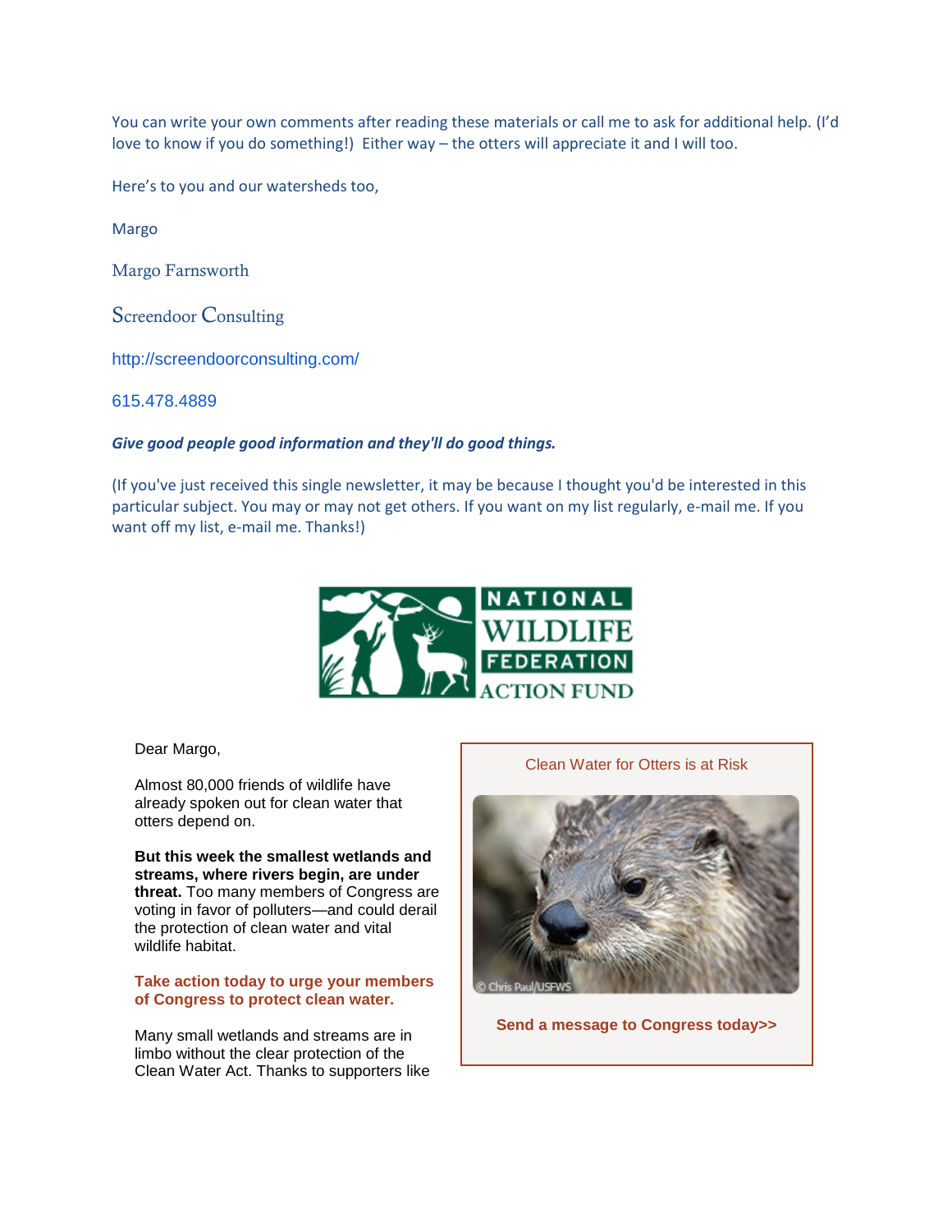You can write your own comments after reading these materials or call me to ask for additional help. (I'd love to know if you do something!) Either way – the otters will appreciate it and I will too.

Here's to you and our watersheds too,

Margo

Margo Farnsworth

Screendoor Consulting

http://screendoorconsulting.com/

615.478.4889

***Give good people good information and they'll do good things.***

(If you've just received this single newsletter, it may be because I thought you'd be interested in this particular subject. You may or may not get others. If you want on my list regularly, e-mail me. If you want off my list, e-mail me. Thanks!)

NATIONAL WILDLIFE FEDERATION ACTION FUND

Dear Margo,

Almost 80,000 friends of wildlife have already spoken out for clean water that otters depend on.

**But this week the smallest wetlands and streams, where rivers begin, are under threat.** Too many members of Congress are voting in favor of polluters—and could derail the protection of clean water and vital wildlife habitat.

**Take action today to urge your members of Congress to protect clean water.**

Many small wetlands and streams are in limbo without the clear protection of the Clean Water Act. Thanks to supporters like

Clean Water for Otters is at Risk

© Chris Paul/USFWS

**Send a message to Congress today>>**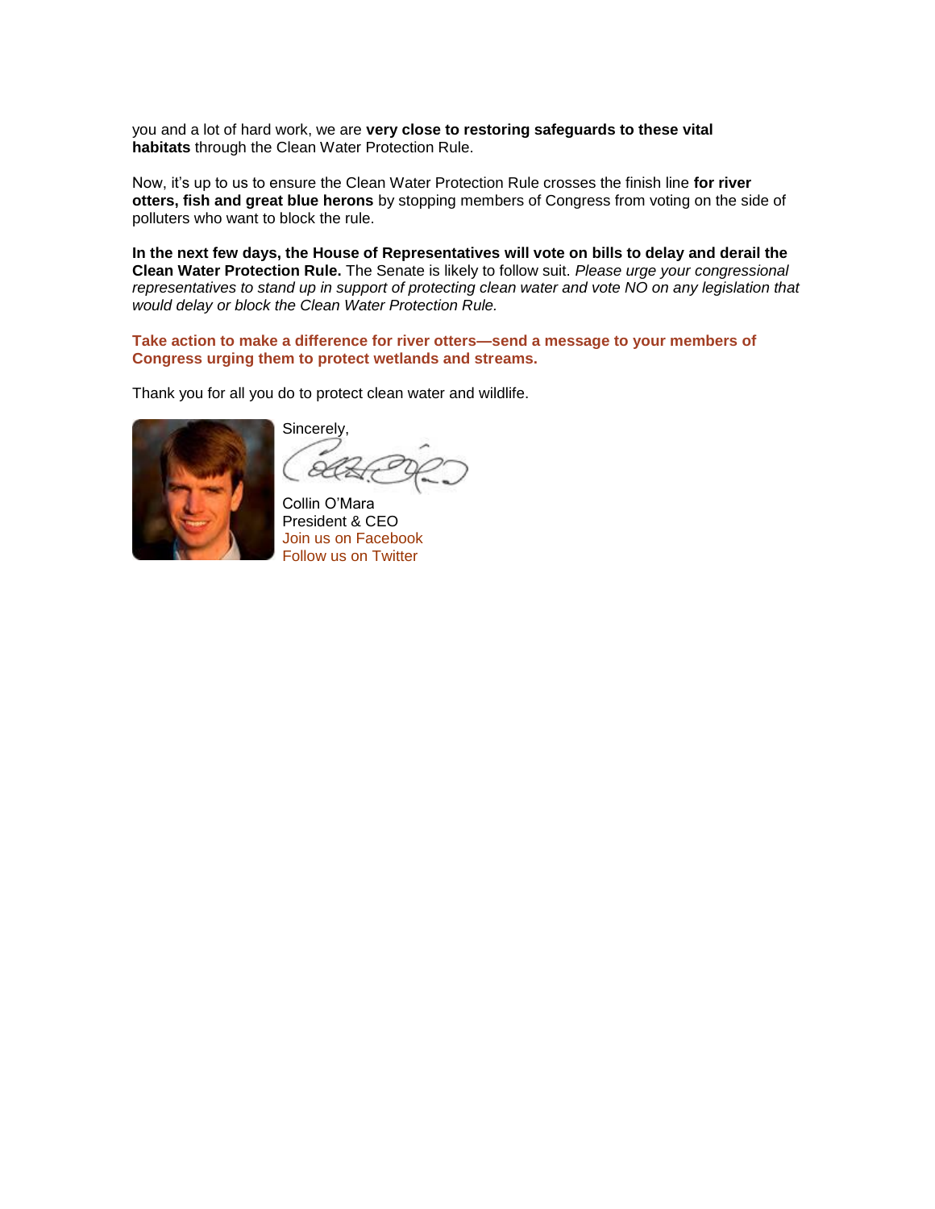you and a lot of hard work, we are **very close to restoring safeguards to these vital habitats** through the Clean Water Protection Rule.

Now, it's up to us to ensure the Clean Water Protection Rule crosses the finish line **for river otters, fish and great blue herons** by stopping members of Congress from voting on the side of polluters who want to block the rule.

**In the next few days, the House of Representatives will vote on bills to delay and derail the Clean Water Protection Rule.** The Senate is likely to follow suit. *Please urge your congressional representatives to stand up in support of protecting clean water and vote NO on any legislation that would delay or block the Clean Water Protection Rule.*

**Take action to make a difference for river otters—send a message to your members of Congress urging them to protect wetlands and streams.**

Thank you for all you do to protect clean water and wildlife.

Sincerely,

Collin O'Mara
President & CEO
Join us on Facebook
Follow us on Twitter